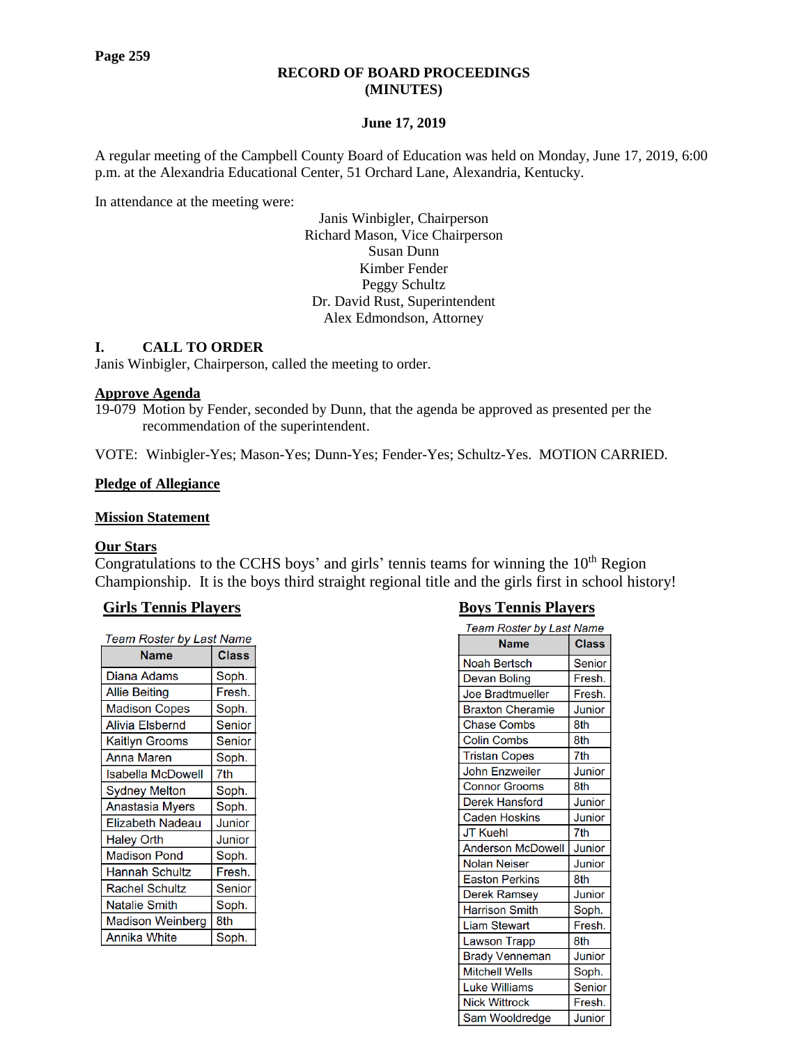# RECORD OF BOARD PROCEEDINGS (MINUTES)

**June 17, 2019**

A regular meeting of the Campbell County Board of Education was held on Monday, June 17, 2019, 6:00 p.m. at the Alexandria Educational Center, 51 Orchard Lane, Alexandria, Kentucky.

In attendance at the meeting were:

Janis Winbigler, Chairperson
Richard Mason, Vice Chairperson
Susan Dunn
Kimber Fender
Peggy Schultz
Dr. David Rust, Superintendent
Alex Edmondson, Attorney

## I. CALL TO ORDER

Janis Winbigler, Chairperson, called the meeting to order.

**Approve Agenda**

19-079 Motion by Fender, seconded by Dunn, that the agenda be approved as presented per the recommendation of the superintendent.

VOTE: Winbigler-Yes; Mason-Yes; Dunn-Yes; Fender-Yes; Schultz-Yes. MOTION CARRIED.

**Pledge of Allegiance**

**Mission Statement**

**Our Stars**

Congratulations to the CCHS boys' and girls' tennis teams for winning the 10th Region Championship. It is the boys third straight regional title and the girls first in school history!

**Girls Tennis Players**

*Team Roster by Last Name*

| Name | Class |
|---|---|
| Diana Adams | Soph. |
| Allie Beiting | Fresh. |
| Madison Copes | Soph. |
| Alivia Elsbernd | Senior |
| Kaitlyn Grooms | Senior |
| Anna Maren | Soph. |
| Isabella McDowell | 7th |
| Sydney Melton | Soph. |
| Anastasia Myers | Soph. |
| Elizabeth Nadeau | Junior |
| Haley Orth | Junior |
| Madison Pond | Soph. |
| Hannah Schultz | Fresh. |
| Rachel Schultz | Senior |
| Natalie Smith | Soph. |
| Madison Weinberg | 8th |
| Annika White | Soph. |

**Boys Tennis Players**

*Team Roster by Last Name*

| Name | Class |
|---|---|
| Noah Bertsch | Senior |
| Devan Boling | Fresh. |
| Joe Bradtmueller | Fresh. |
| Braxton Cheramie | Junior |
| Chase Combs | 8th |
| Colin Combs | 8th |
| Tristan Copes | 7th |
| John Enzweiler | Junior |
| Connor Grooms | 8th |
| Derek Hansford | Junior |
| Caden Hoskins | Junior |
| JT Kuehl | 7th |
| Anderson McDowell | Junior |
| Nolan Neiser | Junior |
| Easton Perkins | 8th |
| Derek Ramsey | Junior |
| Harrison Smith | Soph. |
| Liam Stewart | Fresh. |
| Lawson Trapp | 8th |
| Brady Venneman | Junior |
| Mitchell Wells | Soph. |
| Luke Williams | Senior |
| Nick Wittrock | Fresh. |
| Sam Wooldredge | Junior |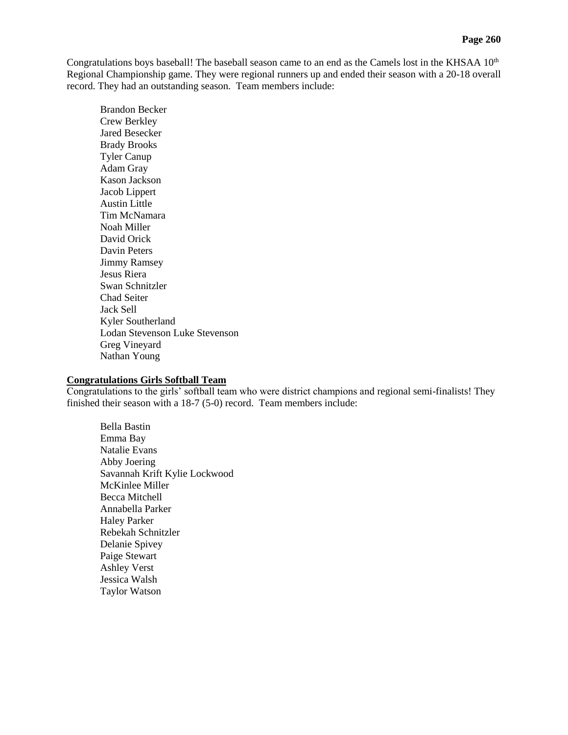Congratulations boys baseball! The baseball season came to an end as the Camels lost in the KHSAA 10th Regional Championship game. They were regional runners up and ended their season with a 20-18 overall record. They had an outstanding season. Team members include:

Brandon Becker
Crew Berkley
Jared Besecker
Brady Brooks
Tyler Canup
Adam Gray
Kason Jackson
Jacob Lippert
Austin Little
Tim McNamara
Noah Miller
David Orick
Davin Peters
Jimmy Ramsey
Jesus Riera
Swan Schnitzler
Chad Seiter
Jack Sell
Kyler Southerland
Lodan Stevenson Luke Stevenson
Greg Vineyard
Nathan Young

**Congratulations Girls Softball Team**

Congratulations to the girls' softball team who were district champions and regional semi-finalists! They finished their season with a 18-7 (5-0) record. Team members include:

Bella Bastin
Emma Bay
Natalie Evans
Abby Joering
Savannah Krift Kylie Lockwood
McKinlee Miller
Becca Mitchell
Annabella Parker
Haley Parker
Rebekah Schnitzler
Delanie Spivey
Paige Stewart
Ashley Verst
Jessica Walsh
Taylor Watson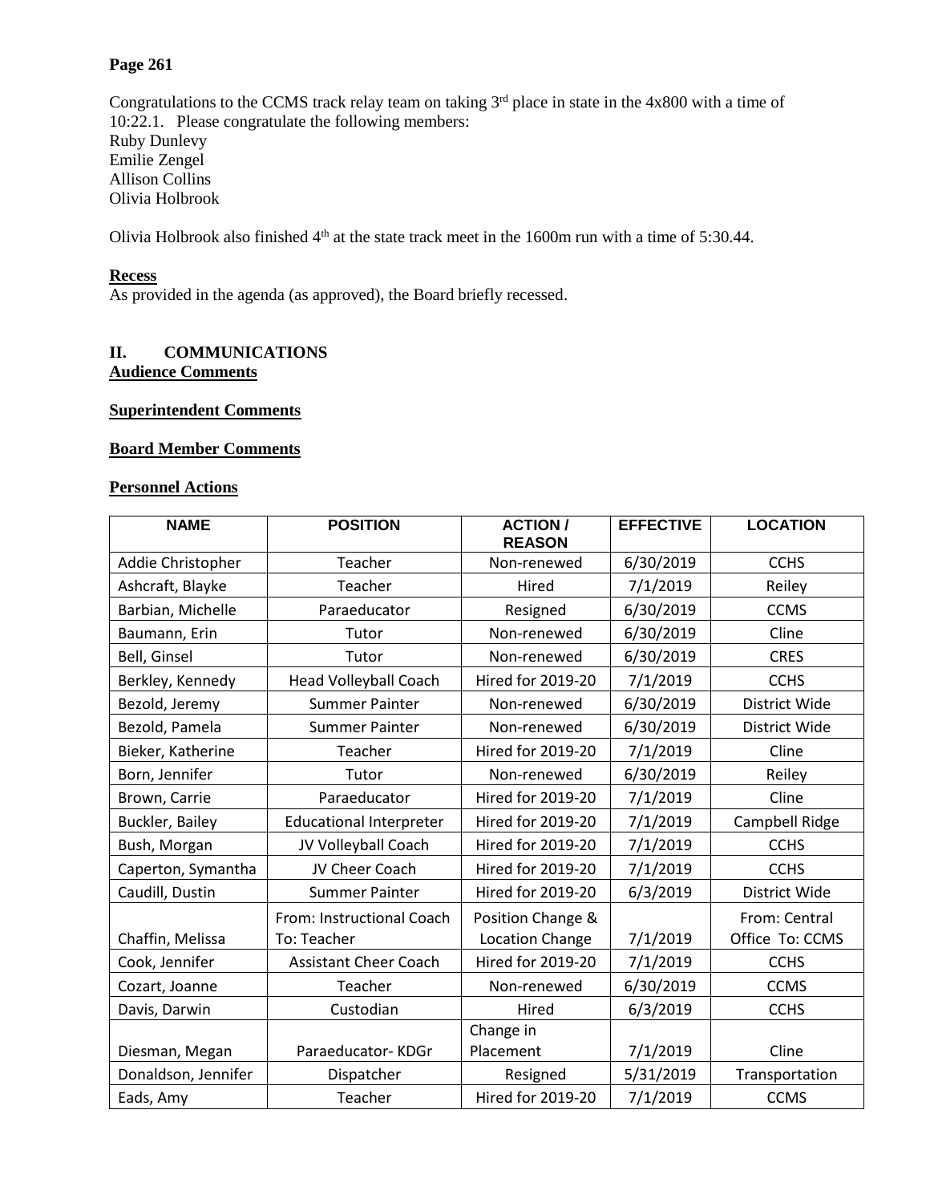**Page 261**

Congratulations to the CCMS track relay team on taking 3rd place in state in the 4x800 with a time of 10:22.1. Please congratulate the following members:
Ruby Dunlevy
Emilie Zengel
Allison Collins
Olivia Holbrook

Olivia Holbrook also finished 4th at the state track meet in the 1600m run with a time of 5:30.44.

**Recess**
As provided in the agenda (as approved), the Board briefly recessed.

## II. COMMUNICATIONS

**Audience Comments**

**Superintendent Comments**

**Board Member Comments**

**Personnel Actions**

| NAME | POSITION | ACTION / REASON | EFFECTIVE | LOCATION |
|---|---|---|---|---|
| Addie Christopher | Teacher | Non-renewed | 6/30/2019 | CCHS |
| Ashcraft, Blayke | Teacher | Hired | 7/1/2019 | Reiley |
| Barbian, Michelle | Paraeducator | Resigned | 6/30/2019 | CCMS |
| Baumann, Erin | Tutor | Non-renewed | 6/30/2019 | Cline |
| Bell, Ginsel | Tutor | Non-renewed | 6/30/2019 | CRES |
| Berkley, Kennedy | Head Volleyball Coach | Hired for 2019-20 | 7/1/2019 | CCHS |
| Bezold, Jeremy | Summer Painter | Non-renewed | 6/30/2019 | District Wide |
| Bezold, Pamela | Summer Painter | Non-renewed | 6/30/2019 | District Wide |
| Bieker, Katherine | Teacher | Hired for 2019-20 | 7/1/2019 | Cline |
| Born, Jennifer | Tutor | Non-renewed | 6/30/2019 | Reiley |
| Brown, Carrie | Paraeducator | Hired for 2019-20 | 7/1/2019 | Cline |
| Buckler, Bailey | Educational Interpreter | Hired for 2019-20 | 7/1/2019 | Campbell Ridge |
| Bush, Morgan | JV Volleyball Coach | Hired for 2019-20 | 7/1/2019 | CCHS |
| Caperton, Symantha | JV Cheer Coach | Hired for 2019-20 | 7/1/2019 | CCHS |
| Caudill, Dustin | Summer Painter | Hired for 2019-20 | 6/3/2019 | District Wide |
| Chaffin, Melissa | From: Instructional Coach To: Teacher | Position Change & Location Change | 7/1/2019 | From: Central Office To: CCMS |
| Cook, Jennifer | Assistant Cheer Coach | Hired for 2019-20 | 7/1/2019 | CCHS |
| Cozart, Joanne | Teacher | Non-renewed | 6/30/2019 | CCMS |
| Davis, Darwin | Custodian | Hired | 6/3/2019 | CCHS |
| Diesman, Megan | Paraeducator- KDGr | Change in Placement | 7/1/2019 | Cline |
| Donaldson, Jennifer | Dispatcher | Resigned | 5/31/2019 | Transportation |
| Eads, Amy | Teacher | Hired for 2019-20 | 7/1/2019 | CCMS |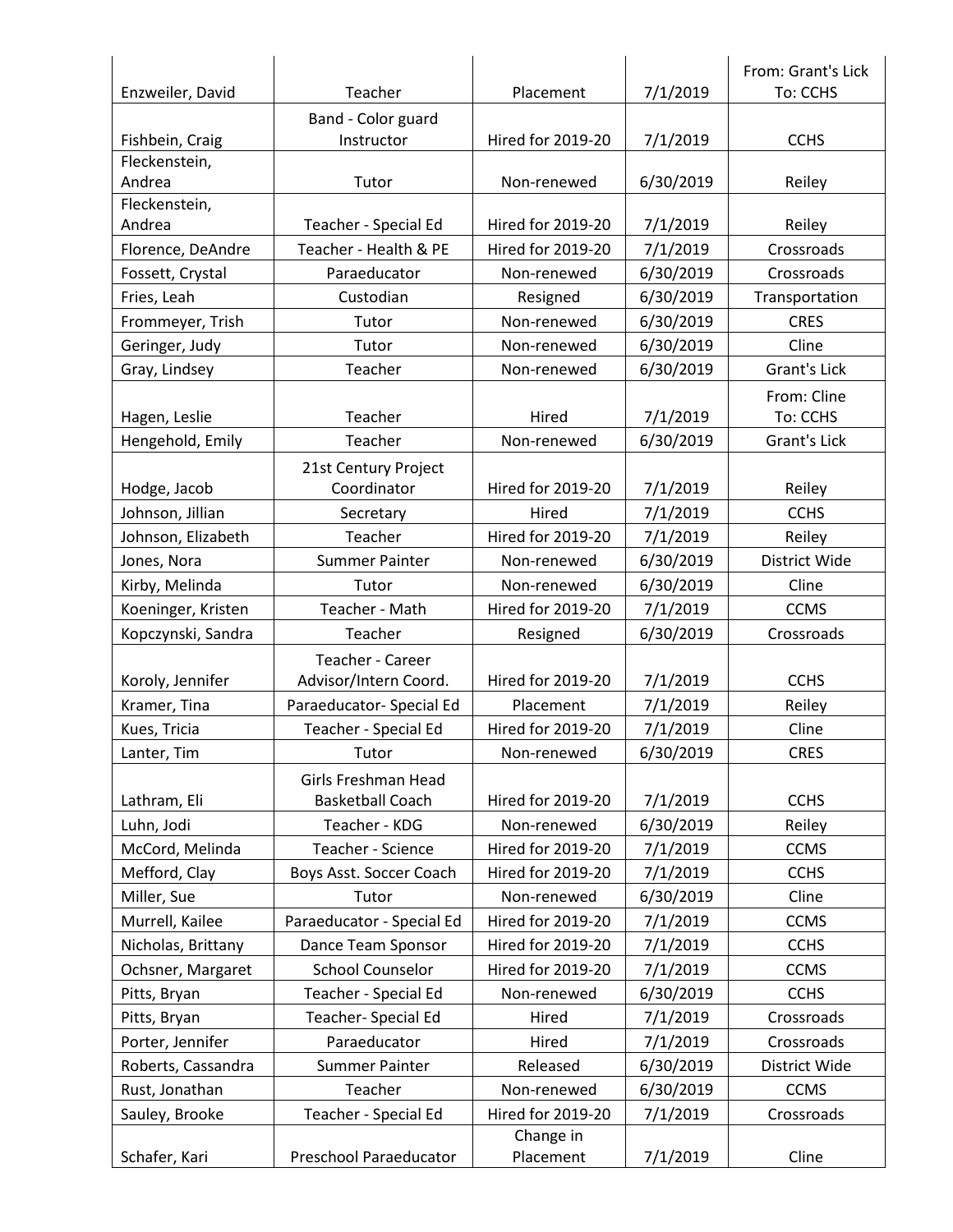| | | | | |
|---|---|---|---|---|
| Enzweiler, David | Teacher | Placement | 7/1/2019 | From: Grant's Lick To: CCHS |
| Fishbein, Craig | Band - Color guard Instructor | Hired for 2019-20 | 7/1/2019 | CCHS |
| Fleckenstein, Andrea | Tutor | Non-renewed | 6/30/2019 | Reiley |
| Fleckenstein, Andrea | Teacher - Special Ed | Hired for 2019-20 | 7/1/2019 | Reiley |
| Florence, DeAndre | Teacher - Health & PE | Hired for 2019-20 | 7/1/2019 | Crossroads |
| Fossett, Crystal | Paraeducator | Non-renewed | 6/30/2019 | Crossroads |
| Fries, Leah | Custodian | Resigned | 6/30/2019 | Transportation |
| Frommeyer, Trish | Tutor | Non-renewed | 6/30/2019 | CRES |
| Geringer, Judy | Tutor | Non-renewed | 6/30/2019 | Cline |
| Gray, Lindsey | Teacher | Non-renewed | 6/30/2019 | Grant's Lick |
| Hagen, Leslie | Teacher | Hired | 7/1/2019 | From: Cline To: CCHS |
| Hengehold, Emily | Teacher | Non-renewed | 6/30/2019 | Grant's Lick |
| Hodge, Jacob | 21st Century Project Coordinator | Hired for 2019-20 | 7/1/2019 | Reiley |
| Johnson, Jillian | Secretary | Hired | 7/1/2019 | CCHS |
| Johnson, Elizabeth | Teacher | Hired for 2019-20 | 7/1/2019 | Reiley |
| Jones, Nora | Summer Painter | Non-renewed | 6/30/2019 | District Wide |
| Kirby, Melinda | Tutor | Non-renewed | 6/30/2019 | Cline |
| Koeninger, Kristen | Teacher - Math | Hired for 2019-20 | 7/1/2019 | CCMS |
| Kopczynski, Sandra | Teacher | Resigned | 6/30/2019 | Crossroads |
| Koroly, Jennifer | Teacher - Career Advisor/Intern Coord. | Hired for 2019-20 | 7/1/2019 | CCHS |
| Kramer, Tina | Paraeducator- Special Ed | Placement | 7/1/2019 | Reiley |
| Kues, Tricia | Teacher - Special Ed | Hired for 2019-20 | 7/1/2019 | Cline |
| Lanter, Tim | Tutor | Non-renewed | 6/30/2019 | CRES |
| Lathram, Eli | Girls Freshman Head Basketball Coach | Hired for 2019-20 | 7/1/2019 | CCHS |
| Luhn, Jodi | Teacher - KDG | Non-renewed | 6/30/2019 | Reiley |
| McCord, Melinda | Teacher - Science | Hired for 2019-20 | 7/1/2019 | CCMS |
| Mefford, Clay | Boys Asst. Soccer Coach | Hired for 2019-20 | 7/1/2019 | CCHS |
| Miller, Sue | Tutor | Non-renewed | 6/30/2019 | Cline |
| Murrell, Kailee | Paraeducator - Special Ed | Hired for 2019-20 | 7/1/2019 | CCMS |
| Nicholas, Brittany | Dance Team Sponsor | Hired for 2019-20 | 7/1/2019 | CCHS |
| Ochsner, Margaret | School Counselor | Hired for 2019-20 | 7/1/2019 | CCMS |
| Pitts, Bryan | Teacher - Special Ed | Non-renewed | 6/30/2019 | CCHS |
| Pitts, Bryan | Teacher- Special Ed | Hired | 7/1/2019 | Crossroads |
| Porter, Jennifer | Paraeducator | Hired | 7/1/2019 | Crossroads |
| Roberts, Cassandra | Summer Painter | Released | 6/30/2019 | District Wide |
| Rust, Jonathan | Teacher | Non-renewed | 6/30/2019 | CCMS |
| Sauley, Brooke | Teacher - Special Ed | Hired for 2019-20 | 7/1/2019 | Crossroads |
| Schafer, Kari | Preschool Paraeducator | Change in Placement | 7/1/2019 | Cline |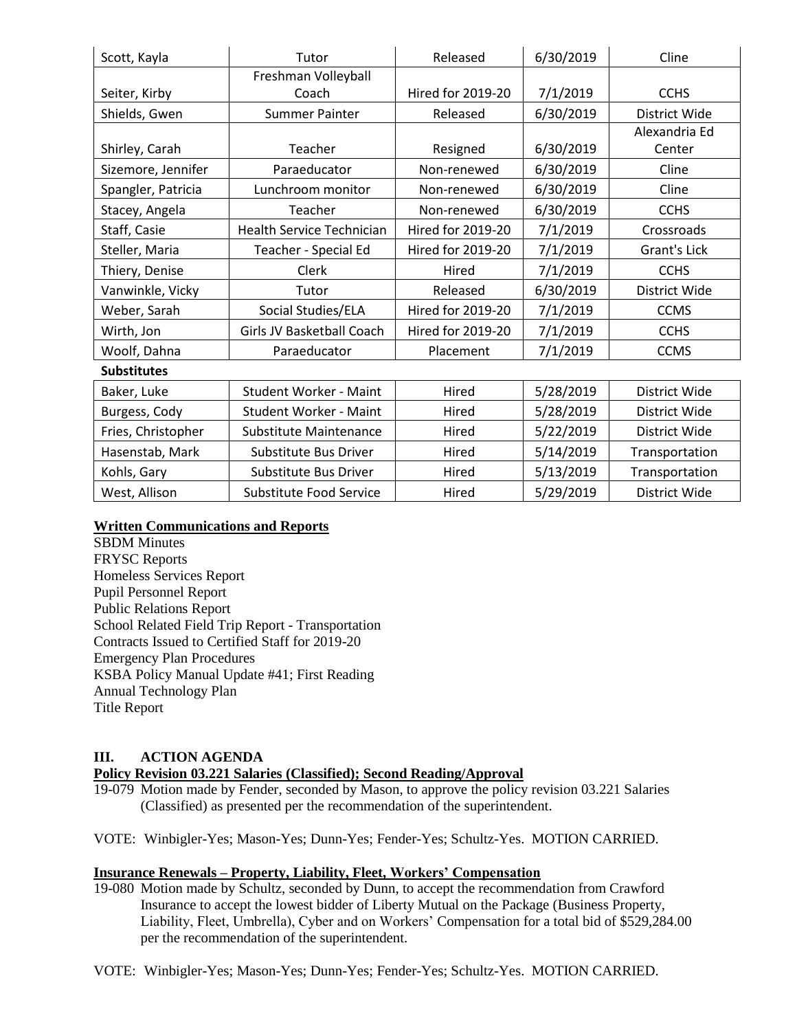| | | | | |
|---|---|---|---|---|
| Scott, Kayla | Tutor | Released | 6/30/2019 | Cline |
| Seiter, Kirby | Freshman Volleyball Coach | Hired for 2019-20 | 7/1/2019 | CCHS |
| Shields, Gwen | Summer Painter | Released | 6/30/2019 | District Wide |
| Shirley, Carah | Teacher | Resigned | 6/30/2019 | Alexandria Ed Center |
| Sizemore, Jennifer | Paraeducator | Non-renewed | 6/30/2019 | Cline |
| Spangler, Patricia | Lunchroom monitor | Non-renewed | 6/30/2019 | Cline |
| Stacey, Angela | Teacher | Non-renewed | 6/30/2019 | CCHS |
| Staff, Casie | Health Service Technician | Hired for 2019-20 | 7/1/2019 | Crossroads |
| Steller, Maria | Teacher - Special Ed | Hired for 2019-20 | 7/1/2019 | Grant's Lick |
| Thiery, Denise | Clerk | Hired | 7/1/2019 | CCHS |
| Vanwinkle, Vicky | Tutor | Released | 6/30/2019 | District Wide |
| Weber, Sarah | Social Studies/ELA | Hired for 2019-20 | 7/1/2019 | CCMS |
| Wirth, Jon | Girls JV Basketball Coach | Hired for 2019-20 | 7/1/2019 | CCHS |
| Woolf, Dahna | Paraeducator | Placement | 7/1/2019 | CCMS |

**Substitutes**

| | | | | |
|---|---|---|---|---|
| Baker, Luke | Student Worker - Maint | Hired | 5/28/2019 | District Wide |
| Burgess, Cody | Student Worker - Maint | Hired | 5/28/2019 | District Wide |
| Fries, Christopher | Substitute Maintenance | Hired | 5/22/2019 | District Wide |
| Hasenstab, Mark | Substitute Bus Driver | Hired | 5/14/2019 | Transportation |
| Kohls, Gary | Substitute Bus Driver | Hired | 5/13/2019 | Transportation |
| West, Allison | Substitute Food Service | Hired | 5/29/2019 | District Wide |

**Written Communications and Reports**

SBDM Minutes
FRYSC Reports
Homeless Services Report
Pupil Personnel Report
Public Relations Report
School Related Field Trip Report - Transportation
Contracts Issued to Certified Staff for 2019-20
Emergency Plan Procedures
KSBA Policy Manual Update #41; First Reading
Annual Technology Plan
Title Report

## III. ACTION AGENDA

**Policy Revision 03.221 Salaries (Classified); Second Reading/Approval**

19-079 Motion made by Fender, seconded by Mason, to approve the policy revision 03.221 Salaries (Classified) as presented per the recommendation of the superintendent.

VOTE: Winbigler-Yes; Mason-Yes; Dunn-Yes; Fender-Yes; Schultz-Yes. MOTION CARRIED.

**Insurance Renewals – Property, Liability, Fleet, Workers' Compensation**

19-080 Motion made by Schultz, seconded by Dunn, to accept the recommendation from Crawford Insurance to accept the lowest bidder of Liberty Mutual on the Package (Business Property, Liability, Fleet, Umbrella), Cyber and on Workers' Compensation for a total bid of $529,284.00 per the recommendation of the superintendent.

VOTE: Winbigler-Yes; Mason-Yes; Dunn-Yes; Fender-Yes; Schultz-Yes. MOTION CARRIED.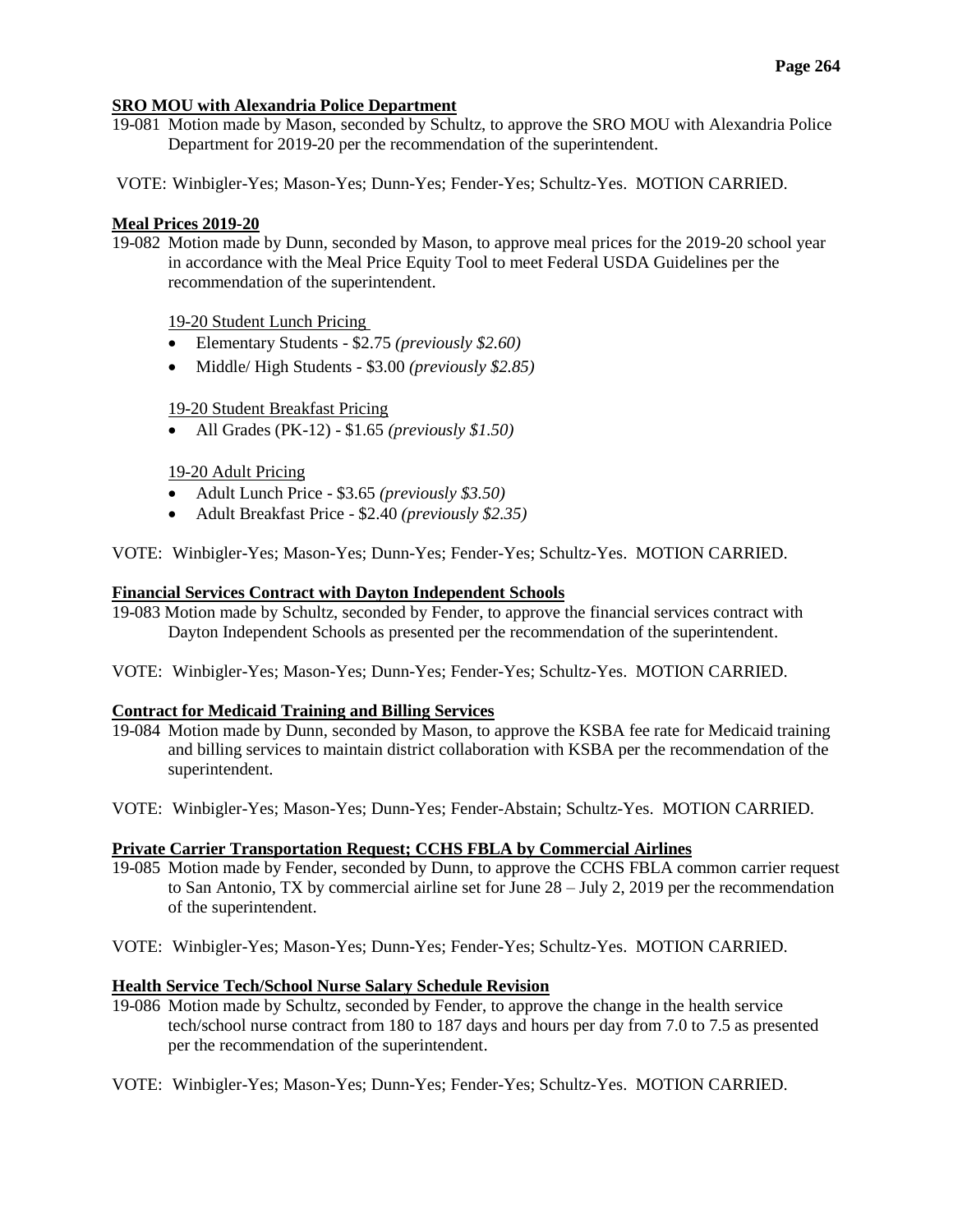**SRO MOU with Alexandria Police Department**

19-081 Motion made by Mason, seconded by Schultz, to approve the SRO MOU with Alexandria Police Department for 2019-20 per the recommendation of the superintendent.

VOTE: Winbigler-Yes; Mason-Yes; Dunn-Yes; Fender-Yes; Schultz-Yes. MOTION CARRIED.

**Meal Prices 2019-20**

19-082 Motion made by Dunn, seconded by Mason, to approve meal prices for the 2019-20 school year in accordance with the Meal Price Equity Tool to meet Federal USDA Guidelines per the recommendation of the superintendent.

19-20 Student Lunch Pricing

- Elementary Students - $2.75 *(previously $2.60)*
- Middle/ High Students - $3.00 *(previously $2.85)*

19-20 Student Breakfast Pricing

- All Grades (PK-12) - $1.65 *(previously $1.50)*

19-20 Adult Pricing

- Adult Lunch Price - $3.65 *(previously $3.50)*
- Adult Breakfast Price - $2.40 *(previously $2.35)*

VOTE: Winbigler-Yes; Mason-Yes; Dunn-Yes; Fender-Yes; Schultz-Yes. MOTION CARRIED.

**Financial Services Contract with Dayton Independent Schools**

19-083 Motion made by Schultz, seconded by Fender, to approve the financial services contract with Dayton Independent Schools as presented per the recommendation of the superintendent.

VOTE: Winbigler-Yes; Mason-Yes; Dunn-Yes; Fender-Yes; Schultz-Yes. MOTION CARRIED.

**Contract for Medicaid Training and Billing Services**

19-084 Motion made by Dunn, seconded by Mason, to approve the KSBA fee rate for Medicaid training and billing services to maintain district collaboration with KSBA per the recommendation of the superintendent.

VOTE: Winbigler-Yes; Mason-Yes; Dunn-Yes; Fender-Abstain; Schultz-Yes. MOTION CARRIED.

**Private Carrier Transportation Request; CCHS FBLA by Commercial Airlines**

19-085 Motion made by Fender, seconded by Dunn, to approve the CCHS FBLA common carrier request to San Antonio, TX by commercial airline set for June 28 – July 2, 2019 per the recommendation of the superintendent.

VOTE: Winbigler-Yes; Mason-Yes; Dunn-Yes; Fender-Yes; Schultz-Yes. MOTION CARRIED.

**Health Service Tech/School Nurse Salary Schedule Revision**

19-086 Motion made by Schultz, seconded by Fender, to approve the change in the health service tech/school nurse contract from 180 to 187 days and hours per day from 7.0 to 7.5 as presented per the recommendation of the superintendent.

VOTE: Winbigler-Yes; Mason-Yes; Dunn-Yes; Fender-Yes; Schultz-Yes. MOTION CARRIED.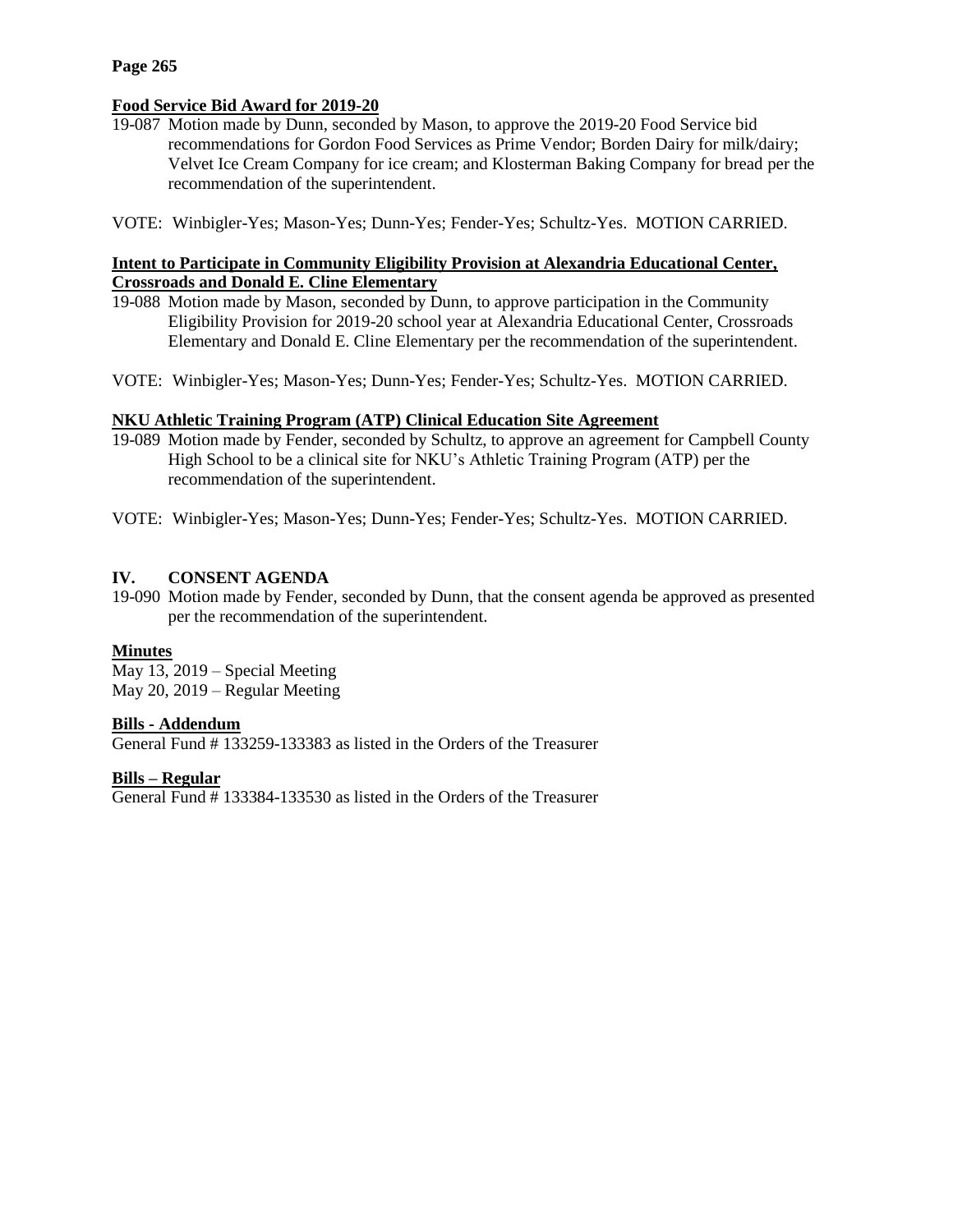**Food Service Bid Award for 2019-20**

19-087 Motion made by Dunn, seconded by Mason, to approve the 2019-20 Food Service bid recommendations for Gordon Food Services as Prime Vendor; Borden Dairy for milk/dairy; Velvet Ice Cream Company for ice cream; and Klosterman Baking Company for bread per the recommendation of the superintendent.

VOTE: Winbigler-Yes; Mason-Yes; Dunn-Yes; Fender-Yes; Schultz-Yes. MOTION CARRIED.

**Intent to Participate in Community Eligibility Provision at Alexandria Educational Center, Crossroads and Donald E. Cline Elementary**

19-088 Motion made by Mason, seconded by Dunn, to approve participation in the Community Eligibility Provision for 2019-20 school year at Alexandria Educational Center, Crossroads Elementary and Donald E. Cline Elementary per the recommendation of the superintendent.

VOTE: Winbigler-Yes; Mason-Yes; Dunn-Yes; Fender-Yes; Schultz-Yes. MOTION CARRIED.

**NKU Athletic Training Program (ATP) Clinical Education Site Agreement**

19-089 Motion made by Fender, seconded by Schultz, to approve an agreement for Campbell County High School to be a clinical site for NKU's Athletic Training Program (ATP) per the recommendation of the superintendent.

VOTE: Winbigler-Yes; Mason-Yes; Dunn-Yes; Fender-Yes; Schultz-Yes. MOTION CARRIED.

## IV. CONSENT AGENDA

19-090 Motion made by Fender, seconded by Dunn, that the consent agenda be approved as presented per the recommendation of the superintendent.

**Minutes**

May 13, 2019 – Special Meeting
May 20, 2019 – Regular Meeting

**Bills - Addendum**

General Fund # 133259-133383 as listed in the Orders of the Treasurer

**Bills – Regular**

General Fund # 133384-133530 as listed in the Orders of the Treasurer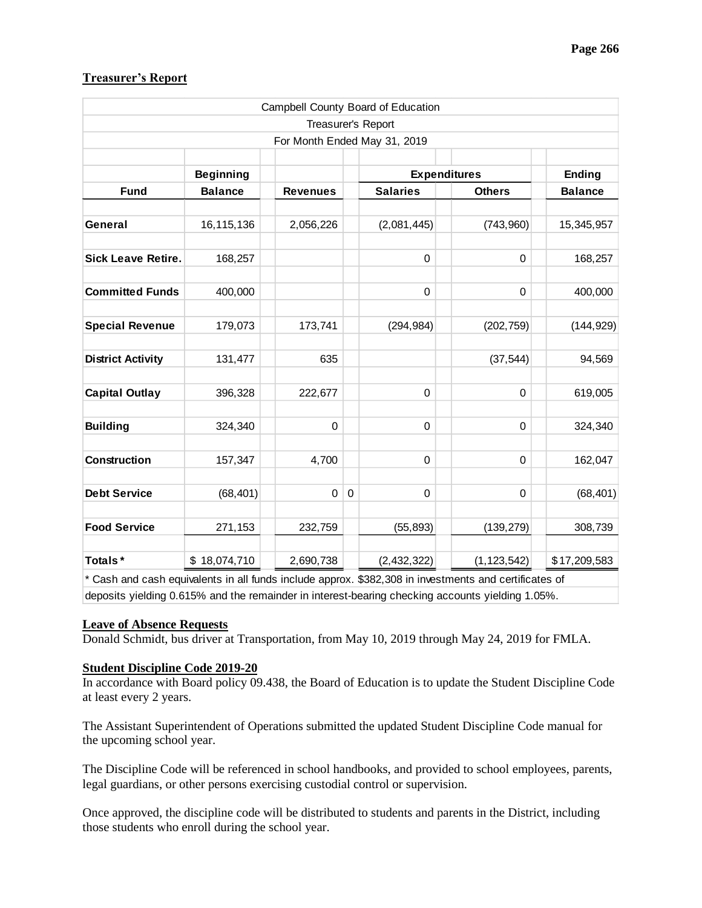## Treasurer's Report

| Campbell County Board of Education | | | | | | |
|---|---|---|---|---|---|---|
| Treasurer's Report | | | | | | |
| For Month Ended May 31, 2019 | | | | | | |
| | **Beginning** | | | **Expenditures** | | **Ending** |
| **Fund** | **Balance** | **Revenues** | | **Salaries** | **Others** | **Balance** |
| **General** | 16,115,136 | 2,056,226 | | (2,081,445) | (743,960) | 15,345,957 |
| **Sick Leave Retire.** | 168,257 | | | 0 | 0 | 168,257 |
| **Committed Funds** | 400,000 | | | 0 | 0 | 400,000 |
| **Special Revenue** | 179,073 | 173,741 | | (294,984) | (202,759) | (144,929) |
| **District Activity** | 131,477 | 635 | | | (37,544) | 94,569 |
| **Capital Outlay** | 396,328 | 222,677 | | 0 | 0 | 619,005 |
| **Building** | 324,340 | 0 | | 0 | 0 | 324,340 |
| **Construction** | 157,347 | 4,700 | | 0 | 0 | 162,047 |
| **Debt Service** | (68,401) | 0 | 0 | 0 | 0 | (68,401) |
| **Food Service** | 271,153 | 232,759 | | (55,893) | (139,279) | 308,739 |
| **Totals*** | $ 18,074,710 | 2,690,738 | | (2,432,322) | (1,123,542) | $17,209,583 |

* Cash and cash equivalents in all funds include approx. $382,308 in investments and certificates of deposits yielding 0.615% and the remainder in interest-bearing checking accounts yielding 1.05%.

## Leave of Absence Requests

Donald Schmidt, bus driver at Transportation, from May 10, 2019 through May 24, 2019 for FMLA.

## Student Discipline Code 2019-20

In accordance with Board policy 09.438, the Board of Education is to update the Student Discipline Code at least every 2 years.

The Assistant Superintendent of Operations submitted the updated Student Discipline Code manual for the upcoming school year.

The Discipline Code will be referenced in school handbooks, and provided to school employees, parents, legal guardians, or other persons exercising custodial control or supervision.

Once approved, the discipline code will be distributed to students and parents in the District, including those students who enroll during the school year.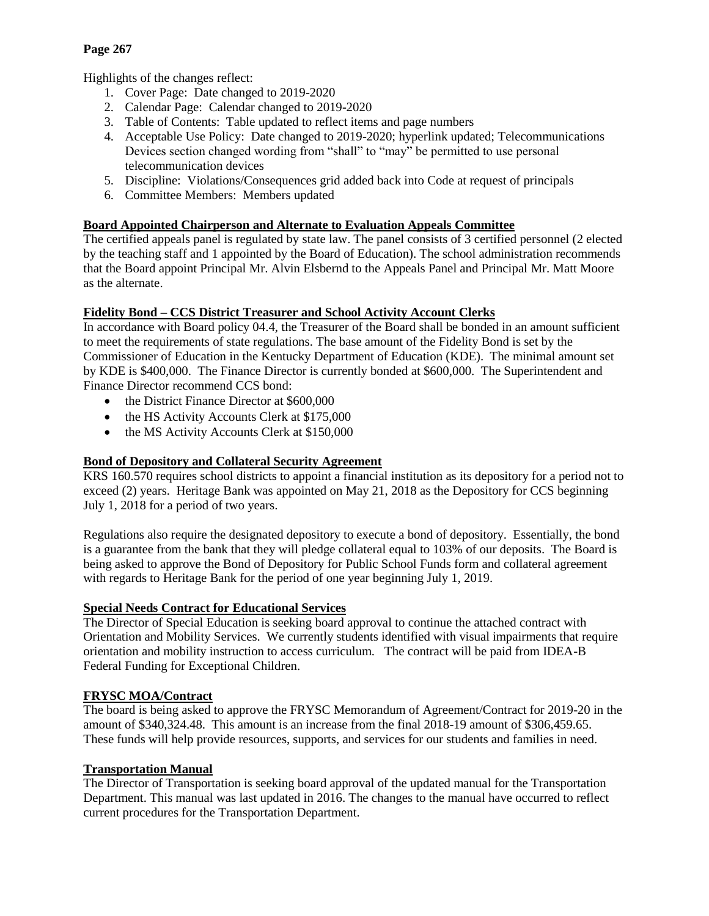Highlights of the changes reflect:

1. Cover Page: Date changed to 2019-2020
2. Calendar Page: Calendar changed to 2019-2020
3. Table of Contents: Table updated to reflect items and page numbers
4. Acceptable Use Policy: Date changed to 2019-2020; hyperlink updated; Telecommunications Devices section changed wording from "shall" to "may" be permitted to use personal telecommunication devices
5. Discipline: Violations/Consequences grid added back into Code at request of principals
6. Committee Members: Members updated

**Board Appointed Chairperson and Alternate to Evaluation Appeals Committee**

The certified appeals panel is regulated by state law. The panel consists of 3 certified personnel (2 elected by the teaching staff and 1 appointed by the Board of Education). The school administration recommends that the Board appoint Principal Mr. Alvin Elsbernd to the Appeals Panel and Principal Mr. Matt Moore as the alternate.

**Fidelity Bond – CCS District Treasurer and School Activity Account Clerks**

In accordance with Board policy 04.4, the Treasurer of the Board shall be bonded in an amount sufficient to meet the requirements of state regulations. The base amount of the Fidelity Bond is set by the Commissioner of Education in the Kentucky Department of Education (KDE). The minimal amount set by KDE is $400,000. The Finance Director is currently bonded at $600,000. The Superintendent and Finance Director recommend CCS bond:

- the District Finance Director at $600,000
- the HS Activity Accounts Clerk at $175,000
- the MS Activity Accounts Clerk at $150,000

**Bond of Depository and Collateral Security Agreement**

KRS 160.570 requires school districts to appoint a financial institution as its depository for a period not to exceed (2) years. Heritage Bank was appointed on May 21, 2018 as the Depository for CCS beginning July 1, 2018 for a period of two years.

Regulations also require the designated depository to execute a bond of depository. Essentially, the bond is a guarantee from the bank that they will pledge collateral equal to 103% of our deposits. The Board is being asked to approve the Bond of Depository for Public School Funds form and collateral agreement with regards to Heritage Bank for the period of one year beginning July 1, 2019.

**Special Needs Contract for Educational Services**

The Director of Special Education is seeking board approval to continue the attached contract with Orientation and Mobility Services. We currently students identified with visual impairments that require orientation and mobility instruction to access curriculum. The contract will be paid from IDEA-B Federal Funding for Exceptional Children.

**FRYSC MOA/Contract**

The board is being asked to approve the FRYSC Memorandum of Agreement/Contract for 2019-20 in the amount of $340,324.48. This amount is an increase from the final 2018-19 amount of $306,459.65. These funds will help provide resources, supports, and services for our students and families in need.

**Transportation Manual**

The Director of Transportation is seeking board approval of the updated manual for the Transportation Department. This manual was last updated in 2016. The changes to the manual have occurred to reflect current procedures for the Transportation Department.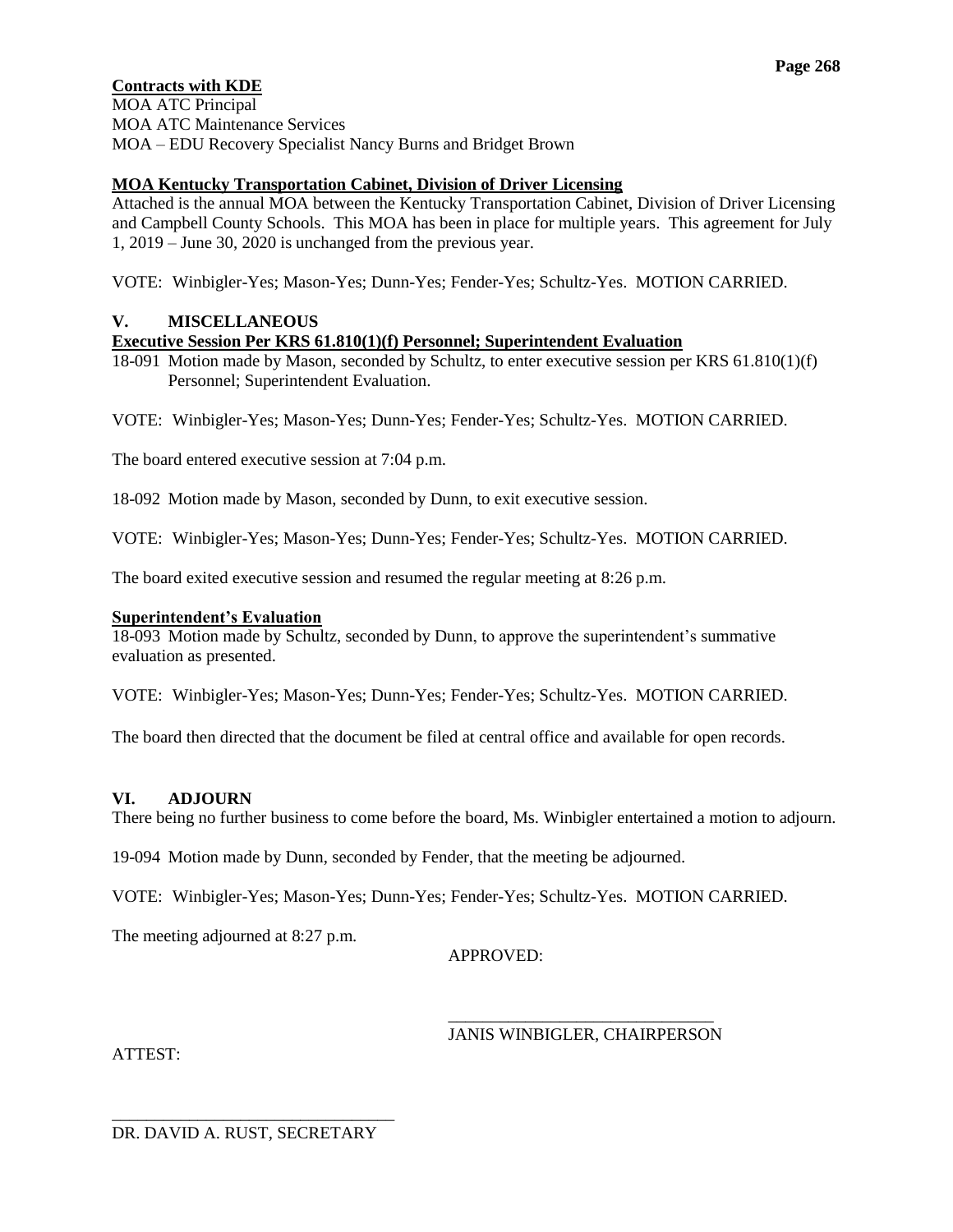**Contracts with KDE**
MOA ATC Principal
MOA ATC Maintenance Services
MOA – EDU Recovery Specialist Nancy Burns and Bridget Brown

**MOA Kentucky Transportation Cabinet, Division of Driver Licensing**
Attached is the annual MOA between the Kentucky Transportation Cabinet, Division of Driver Licensing and Campbell County Schools. This MOA has been in place for multiple years. This agreement for July 1, 2019 – June 30, 2020 is unchanged from the previous year.

VOTE: Winbigler-Yes; Mason-Yes; Dunn-Yes; Fender-Yes; Schultz-Yes. MOTION CARRIED.

## V. MISCELLANEOUS

**Executive Session Per KRS 61.810(1)(f) Personnel; Superintendent Evaluation**

18-091 Motion made by Mason, seconded by Schultz, to enter executive session per KRS 61.810(1)(f) Personnel; Superintendent Evaluation.

VOTE: Winbigler-Yes; Mason-Yes; Dunn-Yes; Fender-Yes; Schultz-Yes. MOTION CARRIED.

The board entered executive session at 7:04 p.m.

18-092 Motion made by Mason, seconded by Dunn, to exit executive session.

VOTE: Winbigler-Yes; Mason-Yes; Dunn-Yes; Fender-Yes; Schultz-Yes. MOTION CARRIED.

The board exited executive session and resumed the regular meeting at 8:26 p.m.

**Superintendent's Evaluation**

18-093 Motion made by Schultz, seconded by Dunn, to approve the superintendent's summative evaluation as presented.

VOTE: Winbigler-Yes; Mason-Yes; Dunn-Yes; Fender-Yes; Schultz-Yes. MOTION CARRIED.

The board then directed that the document be filed at central office and available for open records.

## VI. ADJOURN

There being no further business to come before the board, Ms. Winbigler entertained a motion to adjourn.

19-094 Motion made by Dunn, seconded by Fender, that the meeting be adjourned.

VOTE: Winbigler-Yes; Mason-Yes; Dunn-Yes; Fender-Yes; Schultz-Yes. MOTION CARRIED.

The meeting adjourned at 8:27 p.m.

APPROVED:

\_\_\_\_\_\_\_\_\_\_\_\_\_\_\_\_\_\_\_\_\_\_\_\_\_\_\_\_\_\_\_
JANIS WINBIGLER, CHAIRPERSON

ATTEST:

\_\_\_\_\_\_\_\_\_\_\_\_\_\_\_\_\_\_\_\_\_\_\_\_\_\_\_\_\_\_\_
DR. DAVID A. RUST, SECRETARY